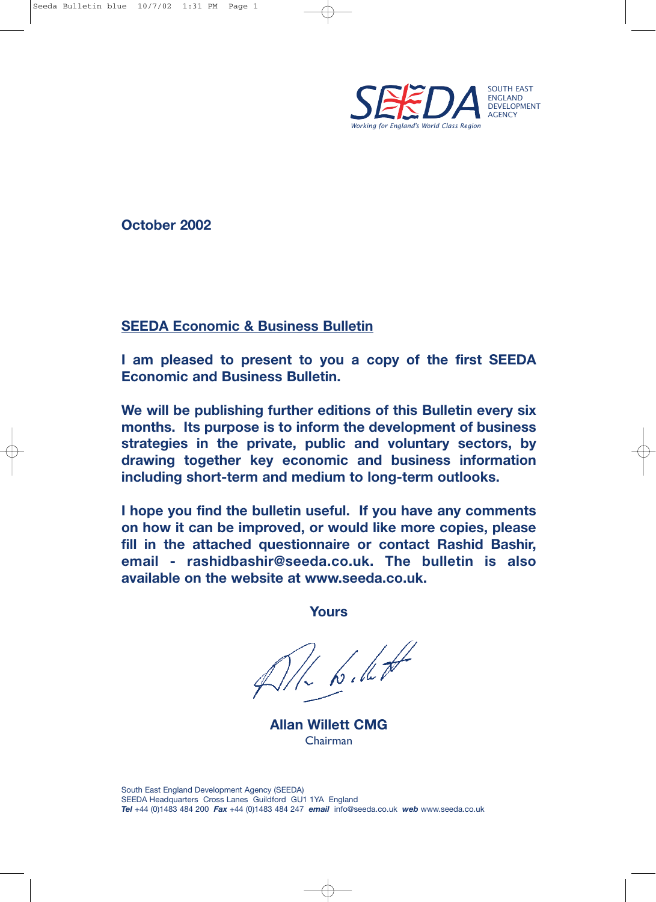SEEDA

SOUTH EAST ENGLAND DEVELOPMENT AGENCY

*Working for England's World Class Region*

**October 2002**

## SEEDA Economic & Business Bulletin

**I am pleased to present to you a copy of the first SEEDA Economic and Business Bulletin.**

**We will be publishing further editions of this Bulletin every six months. Its purpose is to inform the development of business strategies in the private, public and voluntary sectors, by drawing together key economic and business information including short-term and medium to long-term outlooks.**

**I hope you find the bulletin useful. If you have any comments on how it can be improved, or would like more copies, please fill in the attached questionnaire or contact Rashid Bashir, email - rashidbashir@seeda.co.uk. The bulletin is also available on the website at www.seeda.co.uk.**

**Yours**

**Allan Willett CMG**
Chairman

South East England Development Agency (SEEDA)
SEEDA Headquarters Cross Lanes Guildford GU1 1YA England
***Tel*** +44 (0)1483 484 200 ***Fax*** +44 (0)1483 484 247 ***email*** info@seeda.co.uk ***web*** www.seeda.co.uk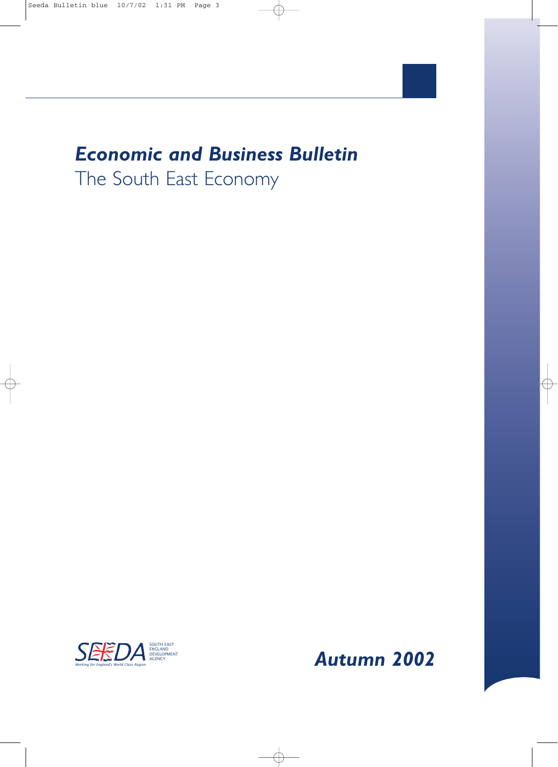# *Economic and Business Bulletin*

The South East Economy

SOUTH EAST ENGLAND DEVELOPMENT AGENCY

*Working for England's World Class Region*

***Autumn 2002***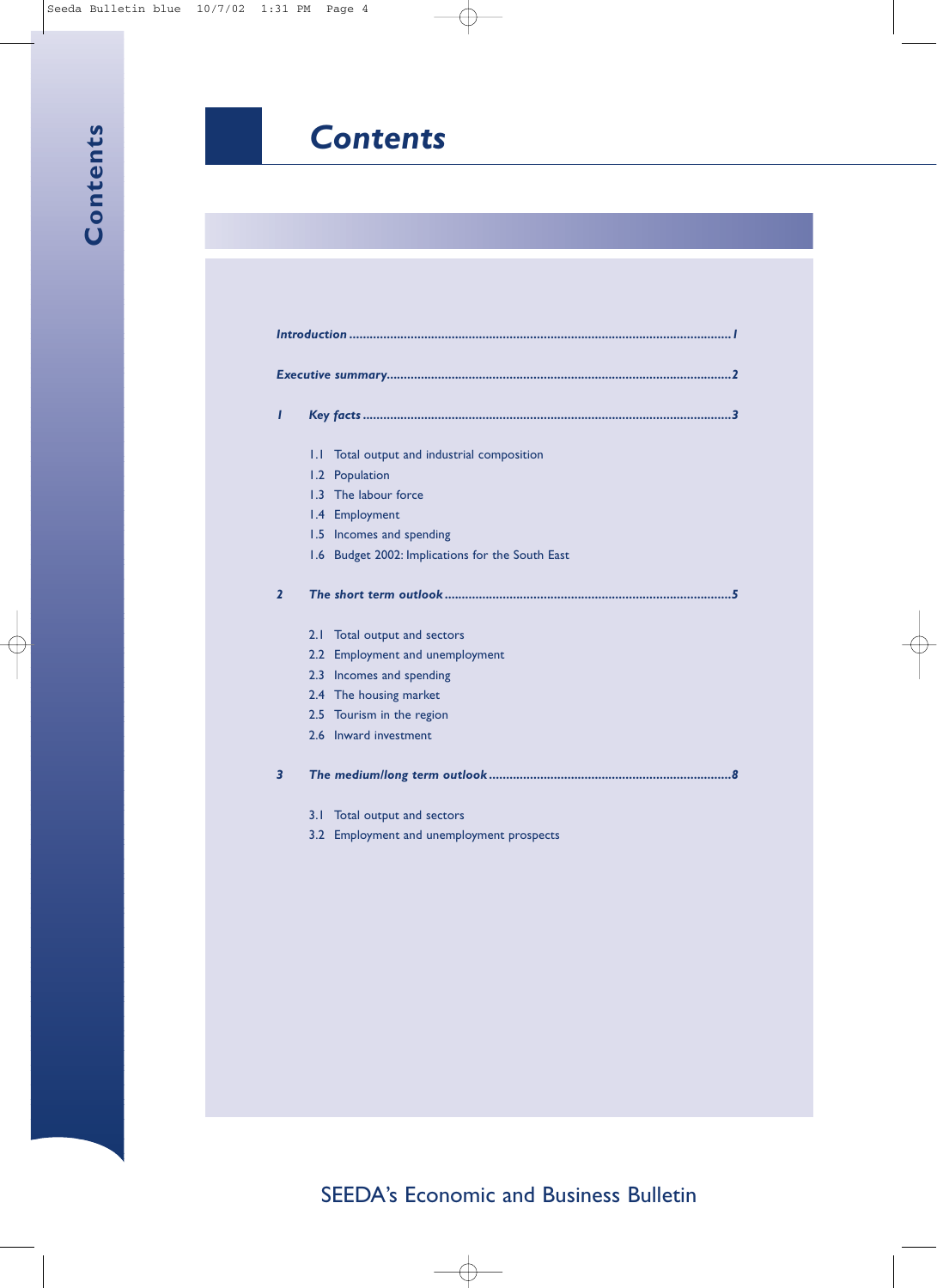# Contents

*Introduction* ............................................................................................................ *1*

*Executive summary* ................................................................................................ *2*

*1 Key facts* ............................................................................................................ *3*

- 1.1 Total output and industrial composition
- 1.2 Population
- 1.3 The labour force
- 1.4 Employment
- 1.5 Incomes and spending
- 1.6 Budget 2002: Implications for the South East

*2 The short term outlook* ........................................................................................ *5*

- 2.1 Total output and sectors
- 2.2 Employment and unemployment
- 2.3 Incomes and spending
- 2.4 The housing market
- 2.5 Tourism in the region
- 2.6 Inward investment

*3 The medium/long term outlook* ........................................................................... *8*

- 3.1 Total output and sectors
- 3.2 Employment and unemployment prospects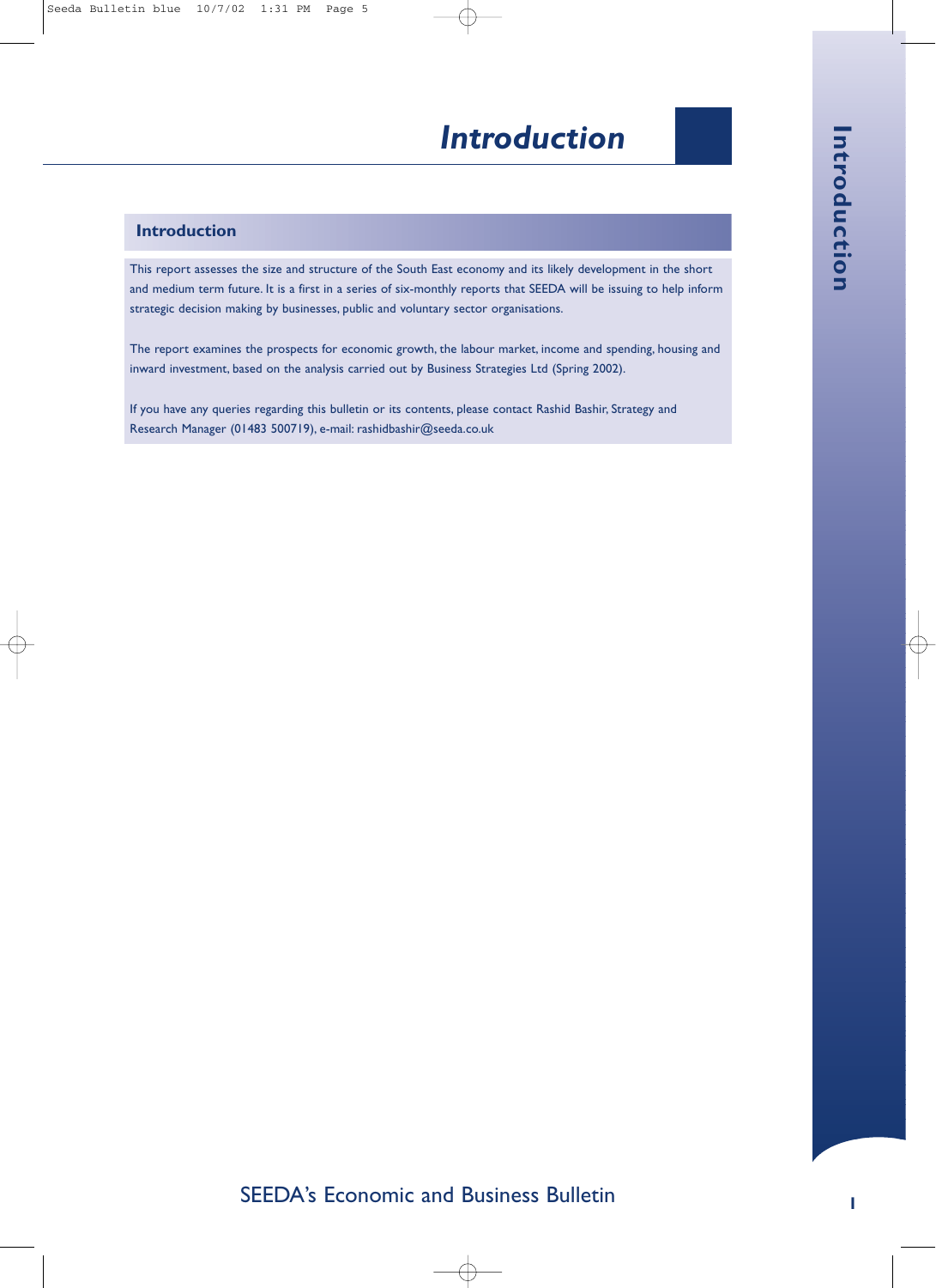# Introduction

## Introduction

This report assesses the size and structure of the South East economy and its likely development in the short and medium term future. It is a first in a series of six-monthly reports that SEEDA will be issuing to help inform strategic decision making by businesses, public and voluntary sector organisations.

The report examines the prospects for economic growth, the labour market, income and spending, housing and inward investment, based on the analysis carried out by Business Strategies Ltd (Spring 2002).

If you have any queries regarding this bulletin or its contents, please contact Rashid Bashir, Strategy and Research Manager (01483 500719), e-mail: rashidbashir@seeda.co.uk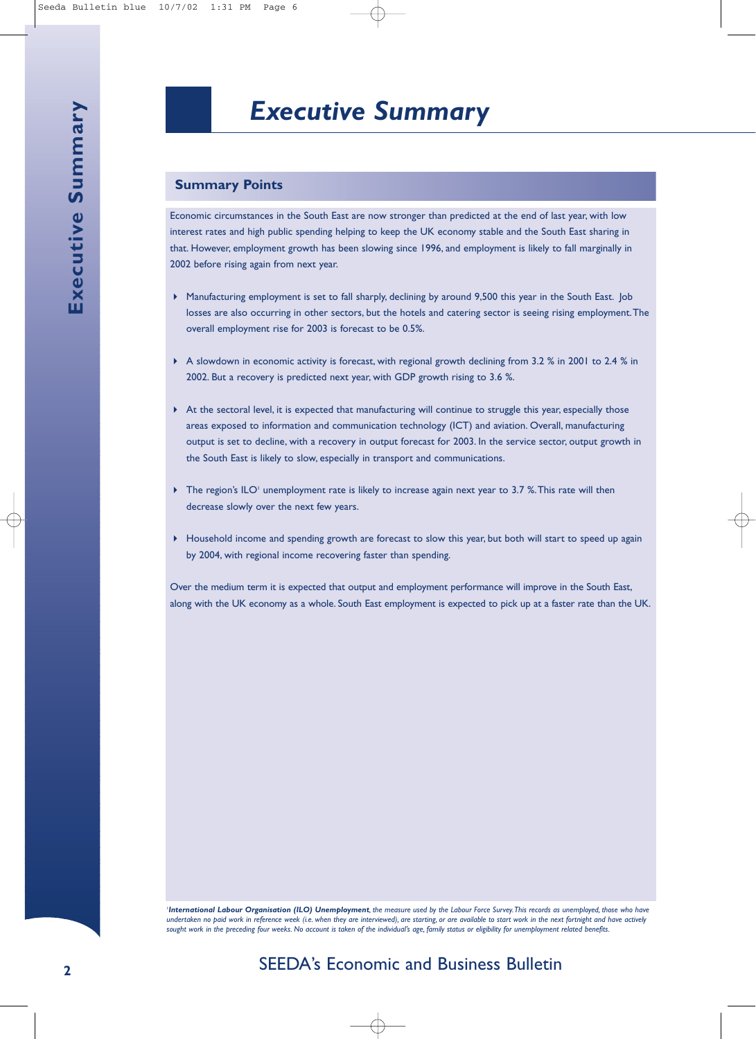# Executive Summary

## Summary Points

Economic circumstances in the South East are now stronger than predicted at the end of last year, with low interest rates and high public spending helping to keep the UK economy stable and the South East sharing in that. However, employment growth has been slowing since 1996, and employment is likely to fall marginally in 2002 before rising again from next year.

- Manufacturing employment is set to fall sharply, declining by around 9,500 this year in the South East. Job losses are also occurring in other sectors, but the hotels and catering sector is seeing rising employment. The overall employment rise for 2003 is forecast to be 0.5%.
- A slowdown in economic activity is forecast, with regional growth declining from 3.2 % in 2001 to 2.4 % in 2002. But a recovery is predicted next year, with GDP growth rising to 3.6 %.
- At the sectoral level, it is expected that manufacturing will continue to struggle this year, especially those areas exposed to information and communication technology (ICT) and aviation. Overall, manufacturing output is set to decline, with a recovery in output forecast for 2003. In the service sector, output growth in the South East is likely to slow, especially in transport and communications.
- The region's ILO[1] unemployment rate is likely to increase again next year to 3.7 %. This rate will then decrease slowly over the next few years.
- Household income and spending growth are forecast to slow this year, but both will start to speed up again by 2004, with regional income recovering faster than spending.

Over the medium term it is expected that output and employment performance will improve in the South East, along with the UK economy as a whole. South East employment is expected to pick up at a faster rate than the UK.

[1] ***International Labour Organisation (ILO) Unemployment**, the measure used by the Labour Force Survey. This records as unemployed, those who have undertaken no paid work in reference week (i.e. when they are interviewed), are starting, or are available to start work in the next fortnight and have actively sought work in the preceding four weeks. No account is taken of the individual's age, family status or eligibility for unemployment related benefits.*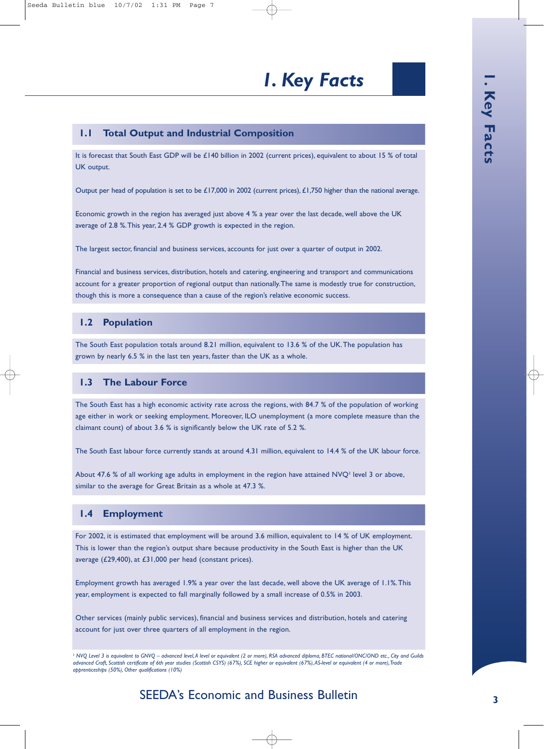# 1. Key Facts

## 1.1 Total Output and Industrial Composition

It is forecast that South East GDP will be £140 billion in 2002 (current prices), equivalent to about 15 % of total UK output.

Output per head of population is set to be £17,000 in 2002 (current prices), £1,750 higher than the national average.

Economic growth in the region has averaged just above 4 % a year over the last decade, well above the UK average of 2.8 %. This year, 2.4 % GDP growth is expected in the region.

The largest sector, financial and business services, accounts for just over a quarter of output in 2002.

Financial and business services, distribution, hotels and catering, engineering and transport and communications account for a greater proportion of regional output than nationally. The same is modestly true for construction, though this is more a consequence than a cause of the region's relative economic success.

## 1.2 Population

The South East population totals around 8.21 million, equivalent to 13.6 % of the UK. The population has grown by nearly 6.5 % in the last ten years, faster than the UK as a whole.

## 1.3 The Labour Force

The South East has a high economic activity rate across the regions, with 84.7 % of the population of working age either in work or seeking employment. Moreover, ILO unemployment (a more complete measure than the claimant count) of about 3.6 % is significantly below the UK rate of 5.2 %.

The South East labour force currently stands at around 4.31 million, equivalent to 14.4 % of the UK labour force.

About 47.6 % of all working age adults in employment in the region have attained NVQ[2] level 3 or above, similar to the average for Great Britain as a whole at 47.3 %.

## 1.4 Employment

For 2002, it is estimated that employment will be around 3.6 million, equivalent to 14 % of UK employment. This is lower than the region's output share because productivity in the South East is higher than the UK average (£29,400), at £31,000 per head (constant prices).

Employment growth has averaged 1.9% a year over the last decade, well above the UK average of 1.1%. This year, employment is expected to fall marginally followed by a small increase of 0.5% in 2003.

Other services (mainly public services), financial and business services and distribution, hotels and catering account for just over three quarters of all employment in the region.

*[2] NVQ Level 3 is equivalent to GNVQ – advanced level, A level or equivalent (2 or more), RSA advanced diploma, BTEC national/ONC/OND etc., City and Guilds advanced Craft, Scottish certificate of 6th year studies (Scottish CSYS) (67%), SCE higher or equivalent (67%), AS-level or equivalent (4 or more), Trade apprenticeships (50%), Other qualifications (10%)*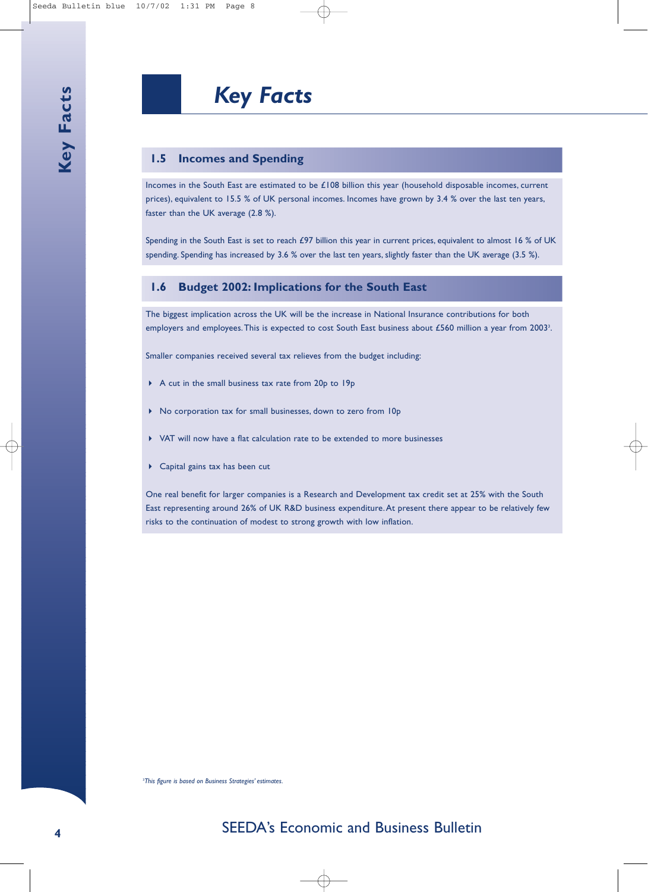# Key Facts

## 1.5 Incomes and Spending

Incomes in the South East are estimated to be £108 billion this year (household disposable incomes, current prices), equivalent to 15.5 % of UK personal incomes. Incomes have grown by 3.4 % over the last ten years, faster than the UK average (2.8 %).

Spending in the South East is set to reach £97 billion this year in current prices, equivalent to almost 16 % of UK spending. Spending has increased by 3.6 % over the last ten years, slightly faster than the UK average (3.5 %).

## 1.6 Budget 2002: Implications for the South East

The biggest implication across the UK will be the increase in National Insurance contributions for both employers and employees. This is expected to cost South East business about £560 million a year from 2003[3].

Smaller companies received several tax relieves from the budget including:

- A cut in the small business tax rate from 20p to 19p
- No corporation tax for small businesses, down to zero from 10p
- VAT will now have a flat calculation rate to be extended to more businesses
- Capital gains tax has been cut

One real benefit for larger companies is a Research and Development tax credit set at 25% with the South East representing around 26% of UK R&D business expenditure. At present there appear to be relatively few risks to the continuation of modest to strong growth with low inflation.

*[3]This figure is based on Business Strategies' estimates.*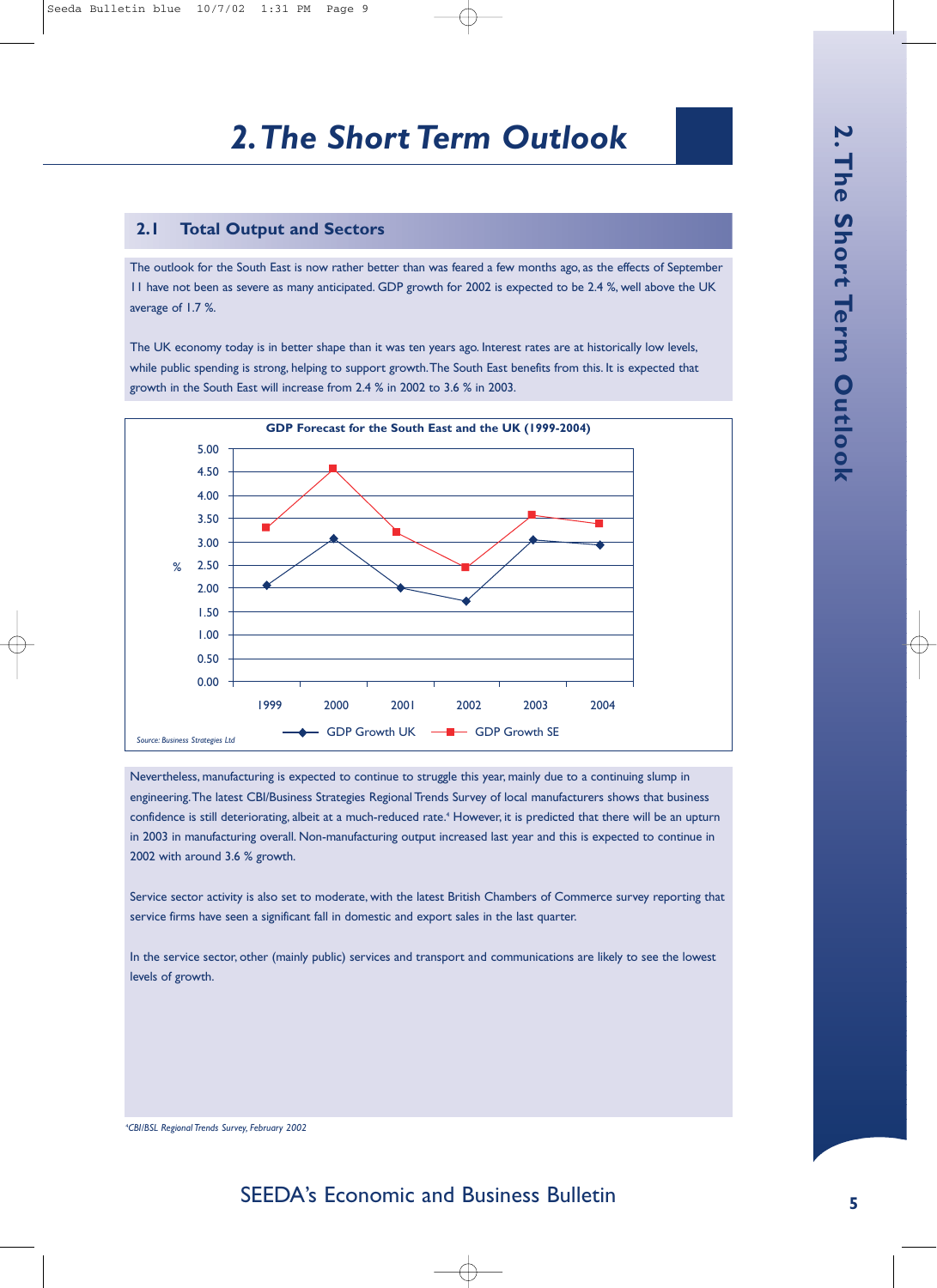# 2. The Short Term Outlook

## 2.1 Total Output and Sectors

The outlook for the South East is now rather better than was feared a few months ago, as the effects of September 11 have not been as severe as many anticipated. GDP growth for 2002 is expected to be 2.4 %, well above the UK average of 1.7 %.

The UK economy today is in better shape than it was ten years ago. Interest rates are at historically low levels, while public spending is strong, helping to support growth. The South East benefits from this. It is expected that growth in the South East will increase from 2.4 % in 2002 to 3.6 % in 2003.

**GDP Forecast for the South East and the UK (1999-2004)**

*Source: Business Strategies Ltd*

Nevertheless, manufacturing is expected to continue to struggle this year, mainly due to a continuing slump in engineering. The latest CBI/Business Strategies Regional Trends Survey of local manufacturers shows that business confidence is still deteriorating, albeit at a much-reduced rate.[4] However, it is predicted that there will be an upturn in 2003 in manufacturing overall. Non-manufacturing output increased last year and this is expected to continue in 2002 with around 3.6 % growth.

Service sector activity is also set to moderate, with the latest British Chambers of Commerce survey reporting that service firms have seen a significant fall in domestic and export sales in the last quarter.

In the service sector, other (mainly public) services and transport and communications are likely to see the lowest levels of growth.

[4] *CBI/BSL Regional Trends Survey, February 2002*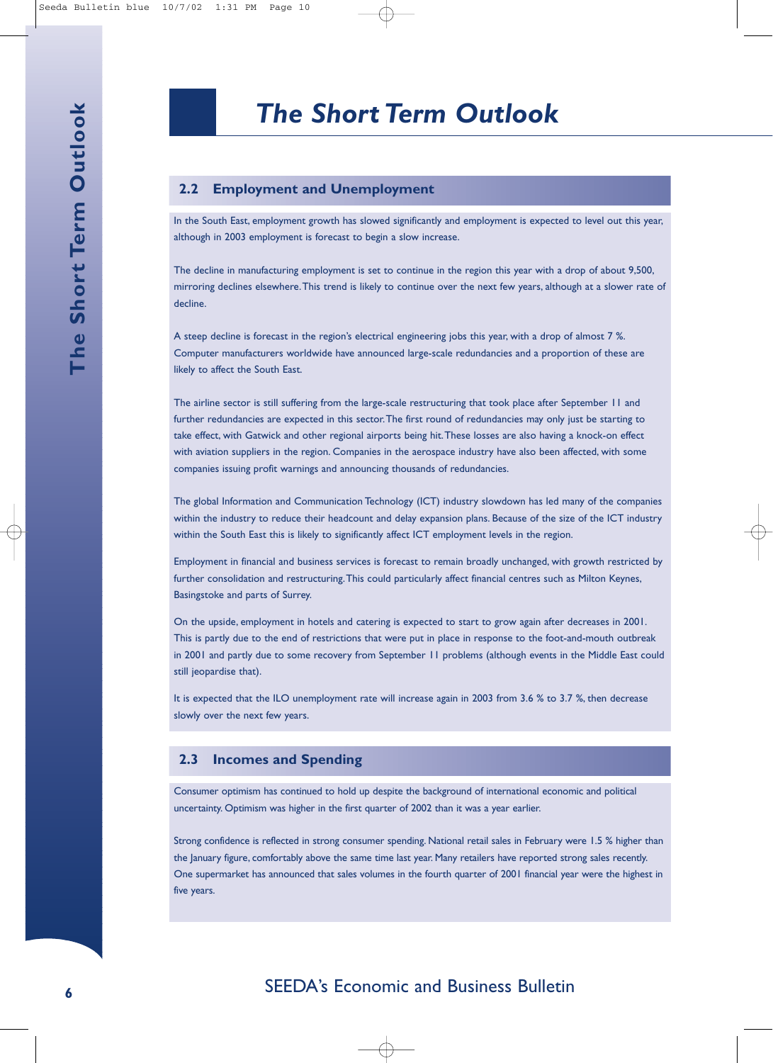# The Short Term Outlook

## 2.2 Employment and Unemployment

In the South East, employment growth has slowed significantly and employment is expected to level out this year, although in 2003 employment is forecast to begin a slow increase.

The decline in manufacturing employment is set to continue in the region this year with a drop of about 9,500, mirroring declines elsewhere. This trend is likely to continue over the next few years, although at a slower rate of decline.

A steep decline is forecast in the region's electrical engineering jobs this year, with a drop of almost 7 %. Computer manufacturers worldwide have announced large-scale redundancies and a proportion of these are likely to affect the South East.

The airline sector is still suffering from the large-scale restructuring that took place after September 11 and further redundancies are expected in this sector. The first round of redundancies may only just be starting to take effect, with Gatwick and other regional airports being hit. These losses are also having a knock-on effect with aviation suppliers in the region. Companies in the aerospace industry have also been affected, with some companies issuing profit warnings and announcing thousands of redundancies.

The global Information and Communication Technology (ICT) industry slowdown has led many of the companies within the industry to reduce their headcount and delay expansion plans. Because of the size of the ICT industry within the South East this is likely to significantly affect ICT employment levels in the region.

Employment in financial and business services is forecast to remain broadly unchanged, with growth restricted by further consolidation and restructuring. This could particularly affect financial centres such as Milton Keynes, Basingstoke and parts of Surrey.

On the upside, employment in hotels and catering is expected to start to grow again after decreases in 2001. This is partly due to the end of restrictions that were put in place in response to the foot-and-mouth outbreak in 2001 and partly due to some recovery from September 11 problems (although events in the Middle East could still jeopardise that).

It is expected that the ILO unemployment rate will increase again in 2003 from 3.6 % to 3.7 %, then decrease slowly over the next few years.

## 2.3 Incomes and Spending

Consumer optimism has continued to hold up despite the background of international economic and political uncertainty. Optimism was higher in the first quarter of 2002 than it was a year earlier.

Strong confidence is reflected in strong consumer spending. National retail sales in February were 1.5 % higher than the January figure, comfortably above the same time last year. Many retailers have reported strong sales recently. One supermarket has announced that sales volumes in the fourth quarter of 2001 financial year were the highest in five years.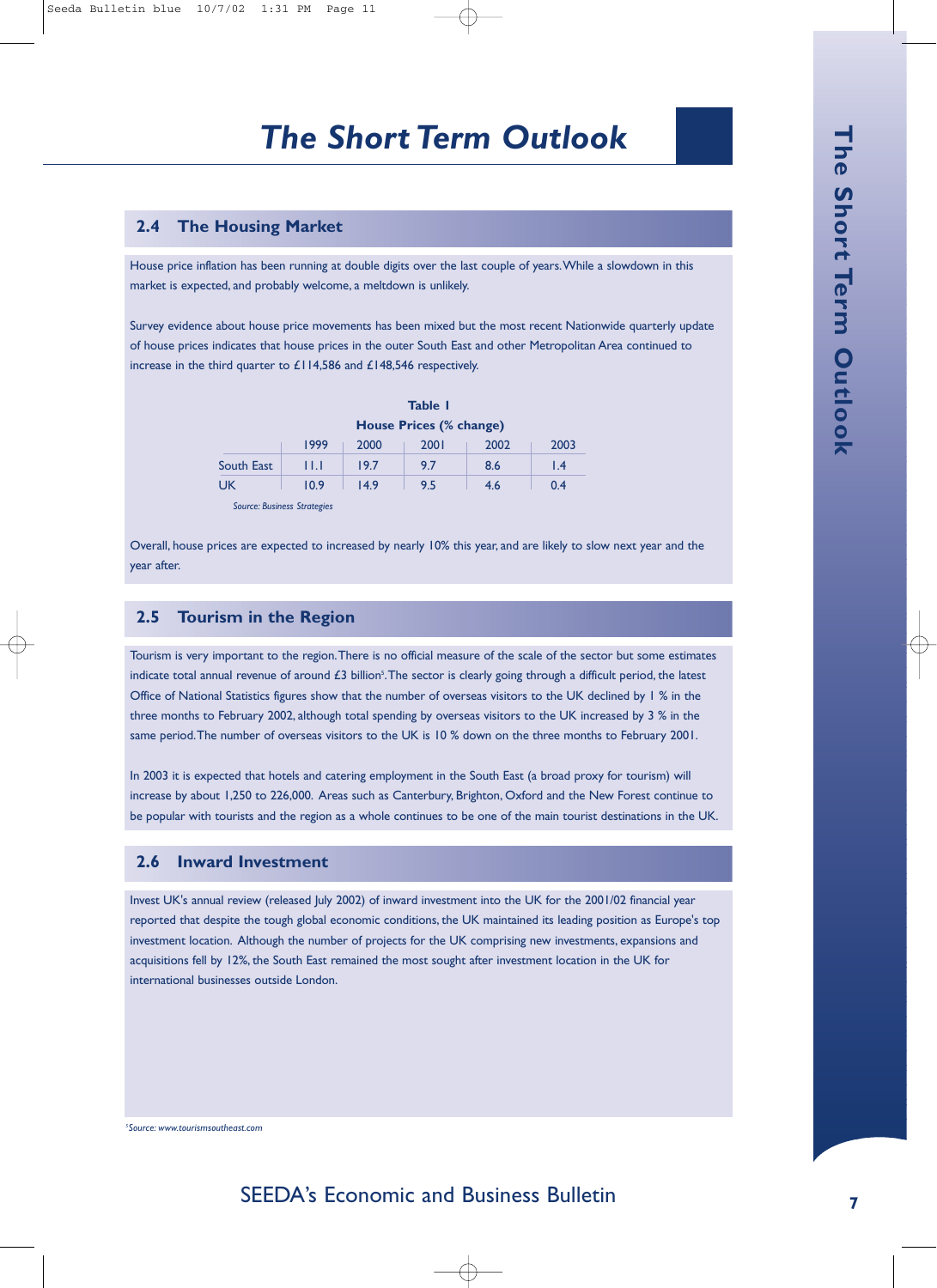# The Short Term Outlook

## 2.4 The Housing Market

House price inflation has been running at double digits over the last couple of years. While a slowdown in this market is expected, and probably welcome, a meltdown is unlikely.

Survey evidence about house price movements has been mixed but the most recent Nationwide quarterly update of house prices indicates that house prices in the outer South East and other Metropolitan Area continued to increase in the third quarter to £114,586 and £148,546 respectively.

**Table 1**

**House Prices (% change)**

| | 1999 | 2000 | 2001 | 2002 | 2003 |
|---|---|---|---|---|---|
| South East | 11.1 | 19.7 | 9.7 | 8.6 | 1.4 |
| UK | 10.9 | 14.9 | 9.5 | 4.6 | 0.4 |

*Source: Business Strategies*

Overall, house prices are expected to increased by nearly 10% this year, and are likely to slow next year and the year after.

## 2.5 Tourism in the Region

Tourism is very important to the region. There is no official measure of the scale of the sector but some estimates indicate total annual revenue of around £3 billion[5]. The sector is clearly going through a difficult period, the latest Office of National Statistics figures show that the number of overseas visitors to the UK declined by 1 % in the three months to February 2002, although total spending by overseas visitors to the UK increased by 3 % in the same period. The number of overseas visitors to the UK is 10 % down on the three months to February 2001.

In 2003 it is expected that hotels and catering employment in the South East (a broad proxy for tourism) will increase by about 1,250 to 226,000. Areas such as Canterbury, Brighton, Oxford and the New Forest continue to be popular with tourists and the region as a whole continues to be one of the main tourist destinations in the UK.

## 2.6 Inward Investment

Invest UK's annual review (released July 2002) of inward investment into the UK for the 2001/02 financial year reported that despite the tough global economic conditions, the UK maintained its leading position as Europe's top investment location. Although the number of projects for the UK comprising new investments, expansions and acquisitions fell by 12%, the South East remained the most sought after investment location in the UK for international businesses outside London.

[5] *Source: www.tourismsoutheast.com*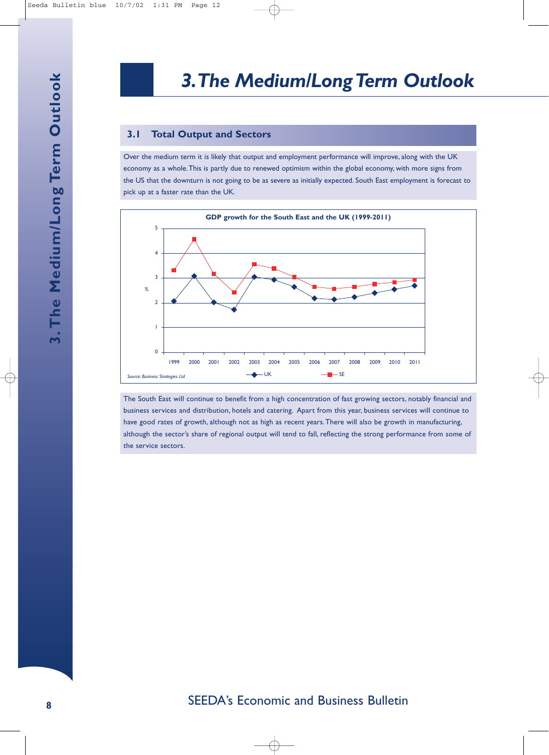# 3. The Medium/Long Term Outlook

## 3.1 Total Output and Sectors

Over the medium term it is likely that output and employment performance will improve, along with the UK economy as a whole. This is partly due to renewed optimism within the global economy, with more signs from the US that the downturn is not going to be as severe as initially expected. South East employment is forecast to pick up at a faster rate than the UK.

**GDP growth for the South East and the UK (1999-2011)**

Source: Business Strategies Ltd

The South East will continue to benefit from a high concentration of fast growing sectors, notably financial and business services and distribution, hotels and catering. Apart from this year, business services will continue to have good rates of growth, although not as high as recent years. There will also be growth in manufacturing, although the sector's share of regional output will tend to fall, reflecting the strong performance from some of the service sectors.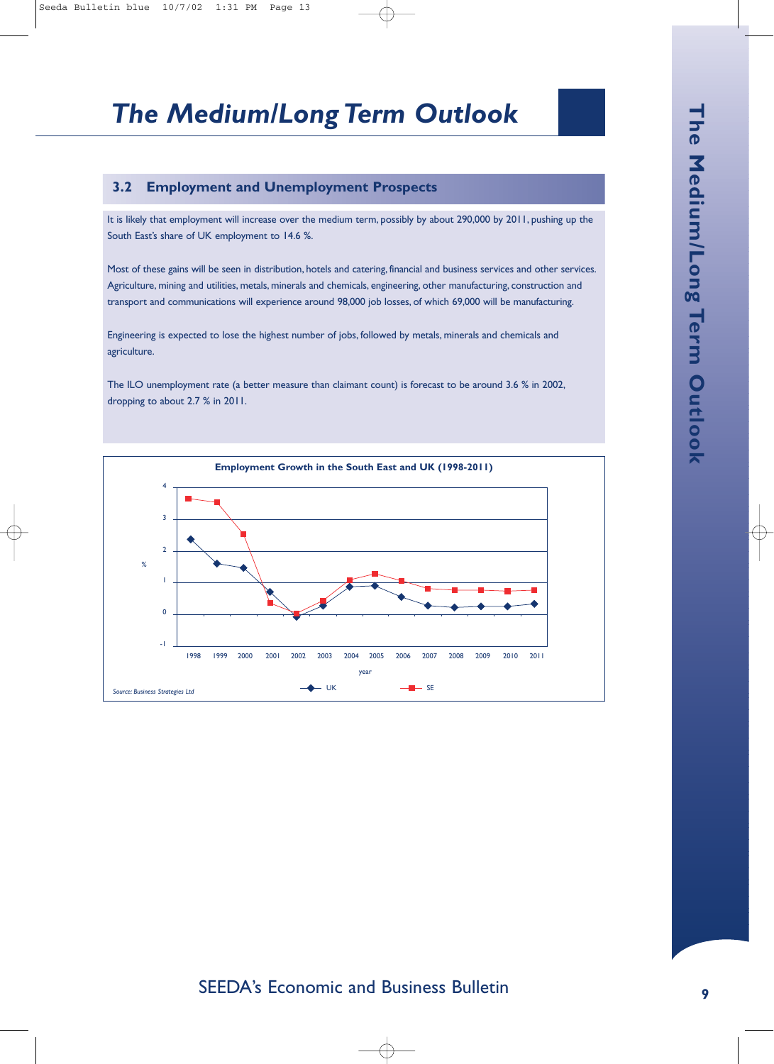# The Medium/Long Term Outlook

## 3.2 Employment and Unemployment Prospects

It is likely that employment will increase over the medium term, possibly by about 290,000 by 2011, pushing up the South East's share of UK employment to 14.6 %.

Most of these gains will be seen in distribution, hotels and catering, financial and business services and other services. Agriculture, mining and utilities, metals, minerals and chemicals, engineering, other manufacturing, construction and transport and communications will experience around 98,000 job losses, of which 69,000 will be manufacturing.

Engineering is expected to lose the highest number of jobs, followed by metals, minerals and chemicals and agriculture.

The ILO unemployment rate (a better measure than claimant count) is forecast to be around 3.6 % in 2002, dropping to about 2.7 % in 2011.

**Employment Growth in the South East and UK (1998-2011)**

*Source: Business Strategies Ltd*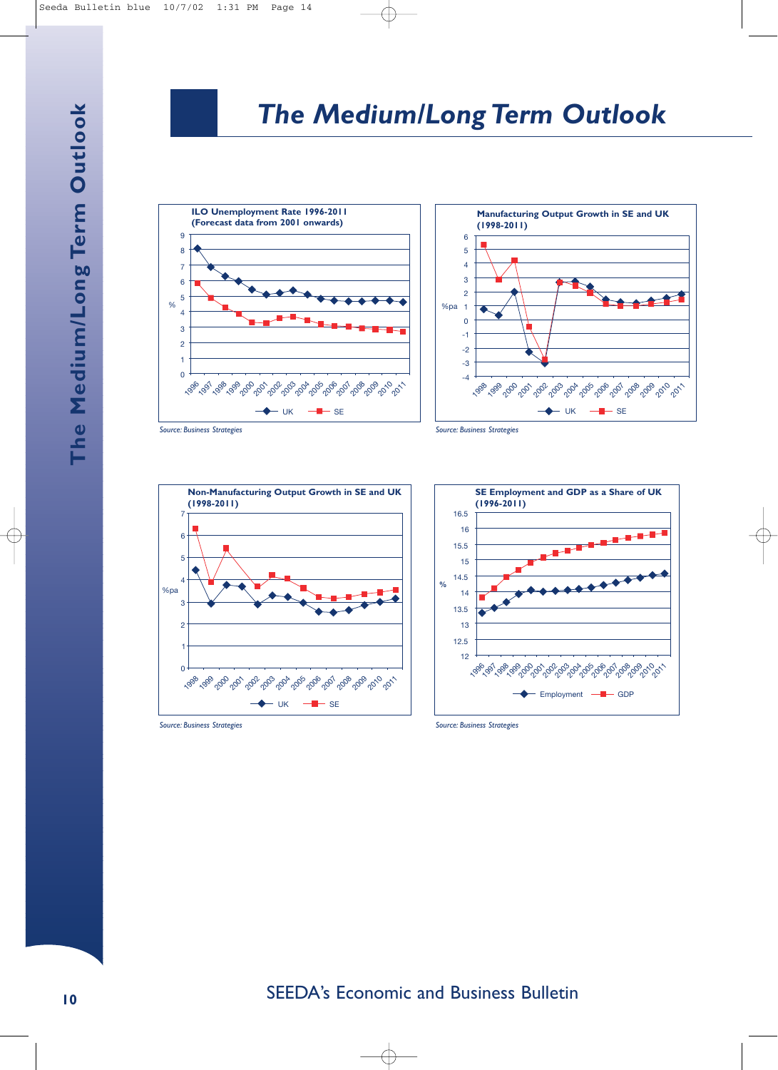# The Medium/Long Term Outlook

**ILO Unemployment Rate 1996-2011**
**(Forecast data from 2001 onwards)**

%

9
8
7
6
5
4
3
2
1
0

1996 1997 1998 1999 2000 2001 2002 2003 2004 2005 2006 2007 2008 2009 2010 2011

UK SE

*Source: Business Strategies*

**Manufacturing Output Growth in SE and UK**
**(1998-2011)**

%pa

6
5
4
3
2
1
0
-1
-2
-3
-4

1998 1999 2000 2001 2002 2003 2004 2005 2006 2007 2008 2009 2010 2011

UK SE

*Source: Business Strategies*

**Non-Manufacturing Output Growth in SE and UK**
**(1998-2011)**

%pa

7
6
5
4
3
2
1
0

1998 1999 2000 2001 2002 2003 2004 2005 2006 2007 2008 2009 2010 2011

UK SE

*Source: Business Strategies*

**SE Employment and GDP as a Share of UK**
**(1996-2011)**

%

16.5
16
15.5
15
14.5
14
13.5
13
12.5
12

1996 1997 1998 1999 2000 2001 2002 2003 2004 2005 2006 2007 2008 2009 2010 2011

Employment GDP

*Source: Business Strategies*